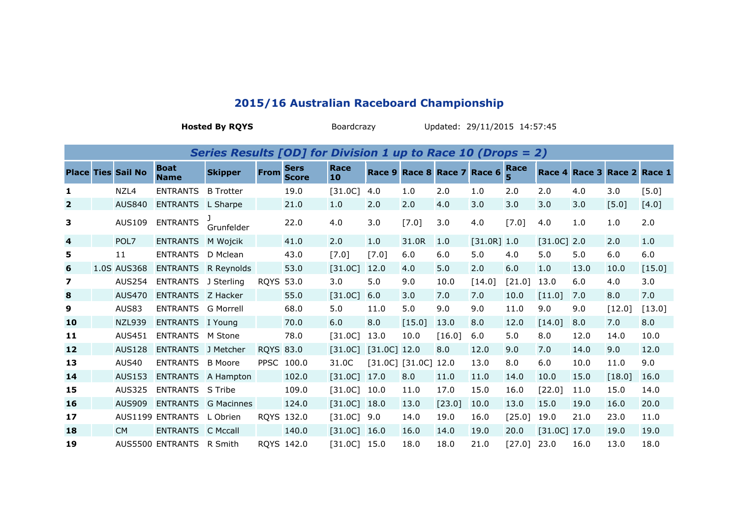## 2015/16 Australian Raceboard Championship

**Hosted By RQYS** Boardcrazy Updated: 29/11/2015 14:57:45

| ***Series Results [OD] for Division 1 up to Race 10 (Drops = 2)*** | | | | | | | | | | | | | | | | |
|---|---|---|---|---|---|---|---|---|---|---|---|---|---|---|---|---|
| **Place** | **Ties** | **Sail No** | **Boat Name** | **Skipper** | **From** | **Sers Score** | **Race 10** | **Race 9** | **Race 8** | **Race 7** | **Race 6** | **Race 5** | **Race 4** | **Race 3** | **Race 2** | **Race 1** |
| **1** | | NZL4 | ENTRANTS | B Trotter | | 19.0 | [31.0C] | 4.0 | 1.0 | 2.0 | 1.0 | 2.0 | 2.0 | 4.0 | 3.0 | [5.0] |
| **2** | | AUS840 | ENTRANTS | L Sharpe | | 21.0 | 1.0 | 2.0 | 2.0 | 4.0 | 3.0 | 3.0 | 3.0 | 3.0 | [5.0] | [4.0] |
| **3** | | AUS109 | ENTRANTS | J Grunfelder | | 22.0 | 4.0 | 3.0 | [7.0] | 3.0 | 4.0 | [7.0] | 4.0 | 1.0 | 1.0 | 2.0 |
| **4** | | POL7 | ENTRANTS | M Wojcik | | 41.0 | 2.0 | 1.0 | 31.0R | 1.0 | [31.0R] | 1.0 | [31.0C] | 2.0 | 2.0 | 1.0 |
| **5** | | 11 | ENTRANTS | D Mclean | | 43.0 | [7.0] | [7.0] | 6.0 | 6.0 | 5.0 | 4.0 | 5.0 | 5.0 | 6.0 | 6.0 |
| **6** | 1.0S | AUS368 | ENTRANTS | R Reynolds | | 53.0 | [31.0C] | 12.0 | 4.0 | 5.0 | 2.0 | 6.0 | 1.0 | 13.0 | 10.0 | [15.0] |
| **7** | | AUS254 | ENTRANTS | J Sterling | RQYS | 53.0 | 3.0 | 5.0 | 9.0 | 10.0 | [14.0] | [21.0] | 13.0 | 6.0 | 4.0 | 3.0 |
| **8** | | AUS470 | ENTRANTS | Z Hacker | | 55.0 | [31.0C] | 6.0 | 3.0 | 7.0 | 7.0 | 10.0 | [11.0] | 7.0 | 8.0 | 7.0 |
| **9** | | AUS83 | ENTRANTS | G Morrell | | 68.0 | 5.0 | 11.0 | 5.0 | 9.0 | 9.0 | 11.0 | 9.0 | 9.0 | [12.0] | [13.0] |
| **10** | | NZL939 | ENTRANTS | I Young | | 70.0 | 6.0 | 8.0 | [15.0] | 13.0 | 8.0 | 12.0 | [14.0] | 8.0 | 7.0 | 8.0 |
| **11** | | AUS451 | ENTRANTS | M Stone | | 78.0 | [31.0C] | 13.0 | 10.0 | [16.0] | 6.0 | 5.0 | 8.0 | 12.0 | 14.0 | 10.0 |
| **12** | | AUS128 | ENTRANTS | J Metcher | RQYS | 83.0 | [31.0C] | [31.0C] | 12.0 | 8.0 | 12.0 | 9.0 | 7.0 | 14.0 | 9.0 | 12.0 |
| **13** | | AUS40 | ENTRANTS | B Moore | PPSC | 100.0 | 31.0C | [31.0C] | [31.0C] | 12.0 | 13.0 | 8.0 | 6.0 | 10.0 | 11.0 | 9.0 |
| **14** | | AUS153 | ENTRANTS | A Hampton | | 102.0 | [31.0C] | 17.0 | 8.0 | 11.0 | 11.0 | 14.0 | 10.0 | 15.0 | [18.0] | 16.0 |
| **15** | | AUS325 | ENTRANTS | S Tribe | | 109.0 | [31.0C] | 10.0 | 11.0 | 17.0 | 15.0 | 16.0 | [22.0] | 11.0 | 15.0 | 14.0 |
| **16** | | AUS909 | ENTRANTS | G Macinnes | | 124.0 | [31.0C] | 18.0 | 13.0 | [23.0] | 10.0 | 13.0 | 15.0 | 19.0 | 16.0 | 20.0 |
| **17** | | AUS1199 | ENTRANTS | L Obrien | RQYS | 132.0 | [31.0C] | 9.0 | 14.0 | 19.0 | 16.0 | [25.0] | 19.0 | 21.0 | 23.0 | 11.0 |
| **18** | | CM | ENTRANTS | C Mccall | | 140.0 | [31.0C] | 16.0 | 16.0 | 14.0 | 19.0 | 20.0 | [31.0C] | 17.0 | 19.0 | 19.0 |
| **19** | | AUS5500 | ENTRANTS | R Smith | RQYS | 142.0 | [31.0C] | 15.0 | 18.0 | 18.0 | 21.0 | [27.0] | 23.0 | 16.0 | 13.0 | 18.0 |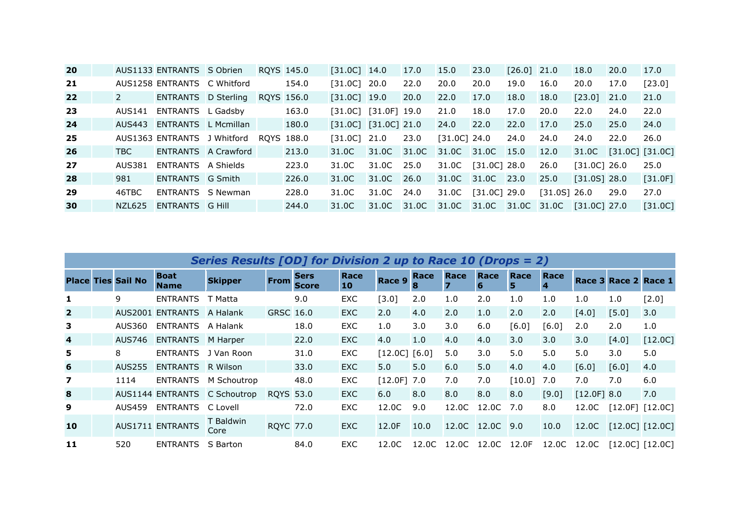| | | | | | | | | | | | | | | | | | |
|---|---|---|---|---|---|---|---|---|---|---|---|---|---|---|---|---|---|
| **20** | | AUS1133 | ENTRANTS | S Obrien | RQYS | 145.0 | [31.0C] | 14.0 | 17.0 | 15.0 | 23.0 | [26.0] | 21.0 | 18.0 | 20.0 | 17.0 |
| **21** | | AUS1258 | ENTRANTS | C Whitford | | 154.0 | [31.0C] | 20.0 | 22.0 | 20.0 | 20.0 | 19.0 | 16.0 | 20.0 | 17.0 | [23.0] |
| **22** | | 2 | ENTRANTS | D Sterling | RQYS | 156.0 | [31.0C] | 19.0 | 20.0 | 22.0 | 17.0 | 18.0 | 18.0 | [23.0] | 21.0 | 21.0 |
| **23** | | AUS141 | ENTRANTS | L Gadsby | | 163.0 | [31.0C] | [31.0F] | 19.0 | 21.0 | 18.0 | 17.0 | 20.0 | 22.0 | 24.0 | 22.0 |
| **24** | | AUS443 | ENTRANTS | L Mcmillan | | 180.0 | [31.0C] | [31.0C] | 21.0 | 24.0 | 22.0 | 22.0 | 17.0 | 25.0 | 25.0 | 24.0 |
| **25** | | AUS1363 | ENTRANTS | J Whitford | RQYS | 188.0 | [31.0C] | 21.0 | 23.0 | [31.0C] | 24.0 | 24.0 | 24.0 | 24.0 | 22.0 | 26.0 |
| **26** | | TBC | ENTRANTS | A Crawford | | 213.0 | 31.0C | 31.0C | 31.0C | 31.0C | 31.0C | 15.0 | 12.0 | 31.0C | [31.0C] | [31.0C] |
| **27** | | AUS381 | ENTRANTS | A Shields | | 223.0 | 31.0C | 31.0C | 25.0 | 31.0C | [31.0C] | 28.0 | 26.0 | [31.0C] | 26.0 | 25.0 |
| **28** | | 981 | ENTRANTS | G Smith | | 226.0 | 31.0C | 31.0C | 26.0 | 31.0C | 31.0C | 23.0 | 25.0 | [31.0S] | 28.0 | [31.0F] |
| **29** | | 46TBC | ENTRANTS | S Newman | | 228.0 | 31.0C | 31.0C | 24.0 | 31.0C | [31.0C] | 29.0 | [31.0S] | 26.0 | 29.0 | 27.0 |
| **30** | | NZL625 | ENTRANTS | G Hill | | 244.0 | 31.0C | 31.0C | 31.0C | 31.0C | 31.0C | 31.0C | 31.0C | [31.0C] | 27.0 | [31.0C] |

***Series Results [OD] for Division 2 up to Race 10 (Drops = 2)***

| Place | Ties | Sail No | Boat Name | Skipper | From | Sers Score | Race 10 | Race 9 | Race 8 | Race 7 | Race 6 | Race 5 | Race 4 | Race 3 | Race 2 | Race 1 |
|---|---|---|---|---|---|---|---|---|---|---|---|---|---|---|---|---|
| **1** | | 9 | ENTRANTS | T Matta | | 9.0 | EXC | [3.0] | 2.0 | 1.0 | 2.0 | 1.0 | 1.0 | 1.0 | 1.0 | [2.0] |
| **2** | | AUS2001 | ENTRANTS | A Halank | GRSC | 16.0 | EXC | 2.0 | 4.0 | 2.0 | 1.0 | 2.0 | 2.0 | [4.0] | [5.0] | 3.0 |
| **3** | | AUS360 | ENTRANTS | A Halank | | 18.0 | EXC | 1.0 | 3.0 | 3.0 | 6.0 | [6.0] | [6.0] | 2.0 | 2.0 | 1.0 |
| **4** | | AUS746 | ENTRANTS | M Harper | | 22.0 | EXC | 4.0 | 1.0 | 4.0 | 4.0 | 3.0 | 3.0 | 3.0 | [4.0] | [12.0C] |
| **5** | | 8 | ENTRANTS | J Van Roon | | 31.0 | EXC | [12.0C] | [6.0] | 5.0 | 3.0 | 5.0 | 5.0 | 5.0 | 3.0 | 5.0 |
| **6** | | AUS255 | ENTRANTS | R Wilson | | 33.0 | EXC | 5.0 | 5.0 | 6.0 | 5.0 | 4.0 | 4.0 | [6.0] | [6.0] | 4.0 |
| **7** | | 1114 | ENTRANTS | M Schoutrop | | 48.0 | EXC | [12.0F] | 7.0 | 7.0 | 7.0 | [10.0] | 7.0 | 7.0 | 7.0 | 6.0 |
| **8** | | AUS1144 | ENTRANTS | C Schoutrop | RQYS | 53.0 | EXC | 6.0 | 8.0 | 8.0 | 8.0 | 8.0 | [9.0] | [12.0F] | 8.0 | 7.0 |
| **9** | | AUS459 | ENTRANTS | C Lovell | | 72.0 | EXC | 12.0C | 9.0 | 12.0C | 12.0C | 7.0 | 8.0 | 12.0C | [12.0F] | [12.0C] |
| **10** | | AUS1711 | ENTRANTS | T Baldwin Core | RQYC | 77.0 | EXC | 12.0F | 10.0 | 12.0C | 12.0C | 9.0 | 10.0 | 12.0C | [12.0C] | [12.0C] |
| **11** | | 520 | ENTRANTS | S Barton | | 84.0 | EXC | 12.0C | 12.0C | 12.0C | 12.0C | 12.0F | 12.0C | 12.0C | [12.0C] | [12.0C] |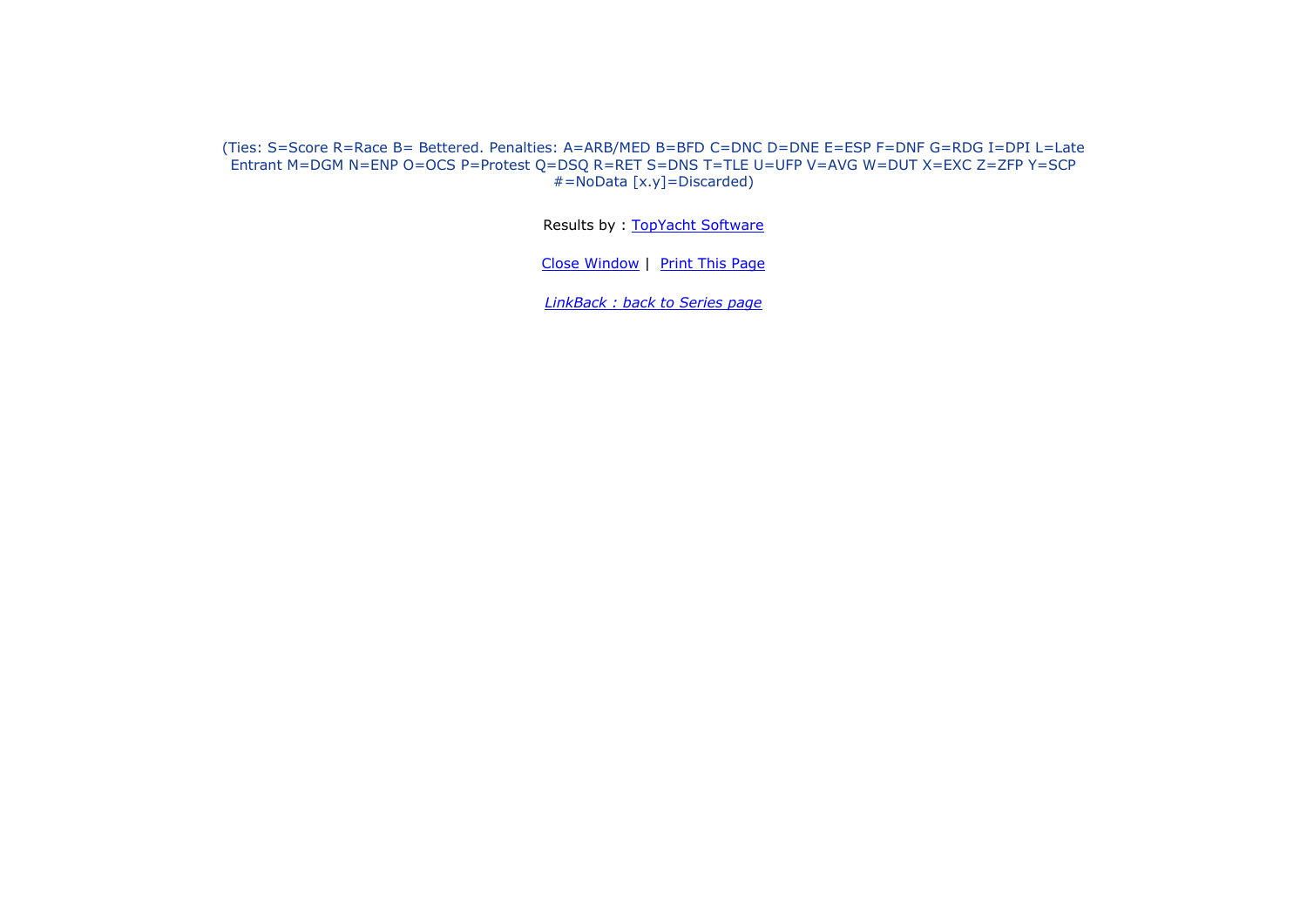(Ties: S=Score R=Race B= Bettered. Penalties: A=ARB/MED B=BFD C=DNC D=DNE E=ESP F=DNF G=RDG I=DPI L=Late Entrant M=DGM N=ENP O=OCS P=Protest Q=DSQ R=RET S=DNS T=TLE U=UFP V=AVG W=DUT X=EXC Z=ZFP Y=SCP #=NoData [x.y]=Discarded)

Results by : TopYacht Software

Close Window | Print This Page

*LinkBack : back to Series page*